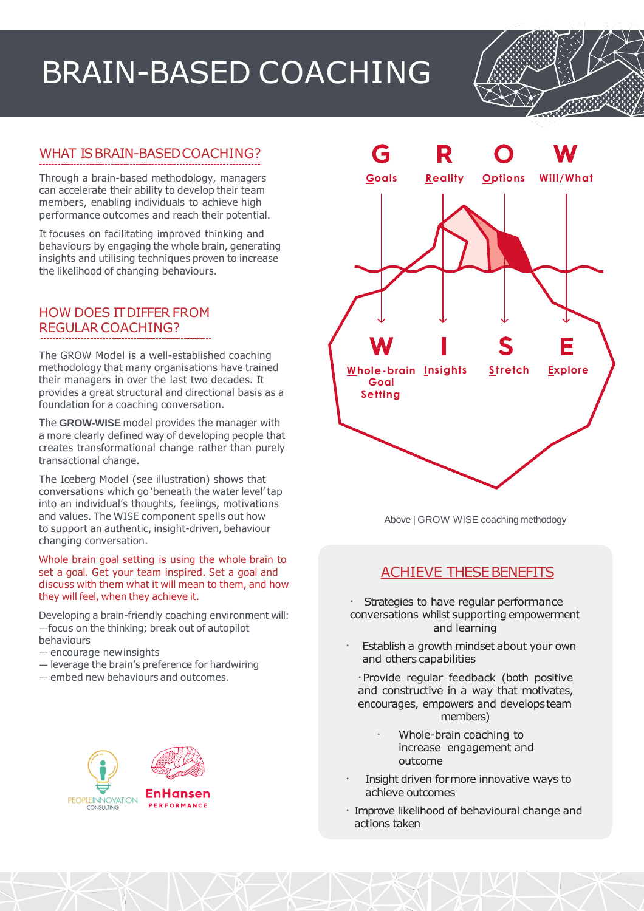# BRAIN-BASED COACHING

## WHAT IS BRAIN-BASED COACHING?

Through a brain-based methodology, managers can accelerate their ability to develop their team members, enabling individuals to achieve high performance outcomes and reach their potential.

It focuses on facilitating improved thinking and behaviours by engaging the whole brain, generating insights and utilising techniques proven to increase the likelihood of changing behaviours.

## HOW DOES IT DIFFER FROM REGULAR COACHING?

The GROW Model is a well-established coaching methodology that many organisations have trained their managers in over the last two decades. It provides a great structural and directional basis as a foundation for a coaching conversation.

The **GROW-WISE** model provides the manager with a more clearly defined way of developing people that creates transformational change rather than purely transactional change.

The Iceberg Model (see illustration) shows that conversations which go 'beneath the water level' tap into an individual's thoughts, feelings, motivations and values. The WISE component spells out how to support an authentic, insight-driven, behaviour changing conversation.

Whole brain goal setting is using the whole brain to set a goal. Get your team inspired. Set a goal and discuss with them what it will mean to them, and how they will feel, when they achieve it.

Developing a brain-friendly coaching environment will:
— focus on the thinking; break out of autopilot behaviours
— encourage new insights
— leverage the brain's preference for hardwiring
— embed new behaviours and outcomes.

**G** Goals | **R** Reality | **O** Options | **W** Will/What

**W** Whole-brain Goal Setting | **I** Insights | **S** Stretch | **E** Explore

Above | GROW WISE coaching methodogy

PEOPLEINNOVATION CONSULTING

EnHansen PERFORMANCE

## ACHIEVE THESE BENEFITS

- Strategies to have regular performance conversations whilst supporting empowerment and learning
- Establish a growth mindset about your own and others capabilities
- Provide regular feedback (both positive and constructive in a way that motivates, encourages, empowers and develops team members)
- Whole-brain coaching to increase engagement and outcome
- Insight driven for more innovative ways to achieve outcomes
- Improve likelihood of behavioural change and actions taken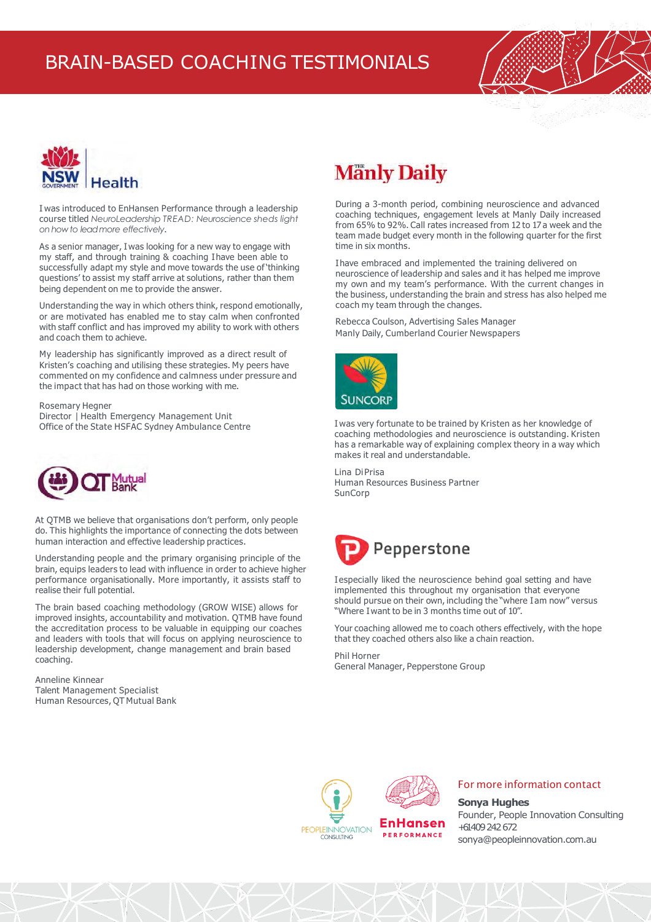# BRAIN-BASED COACHING TESTIMONIALS

## NSW Health

I was introduced to EnHansen Performance through a leadership course titled *NeuroLeadership TREAD: Neuroscience sheds light on how to lead more effectively*.

As a senior manager, I was looking for a new way to engage with my staff, and through training & coaching I have been able to successfully adapt my style and move towards the use of 'thinking questions' to assist my staff arrive at solutions, rather than them being dependent on me to provide the answer.

Understanding the way in which others think, respond emotionally, or are motivated has enabled me to stay calm when confronted with staff conflict and has improved my ability to work with others and coach them to achieve.

My leadership has significantly improved as a direct result of Kristen's coaching and utilising these strategies. My peers have commented on my confidence and calmness under pressure and the impact that has had on those working with me.

Rosemary Hegner
Director | Health Emergency Management Unit
Office of the State HSFAC Sydney Ambulance Centre

## QT Mutual Bank

At QTMB we believe that organisations don't perform, only people do. This highlights the importance of connecting the dots between human interaction and effective leadership practices.

Understanding people and the primary organising principle of the brain, equips leaders to lead with influence in order to achieve higher performance organisationally. More importantly, it assists staff to realise their full potential.

The brain based coaching methodology (GROW WISE) allows for improved insights, accountability and motivation. QTMB have found the accreditation process to be valuable in equipping our coaches and leaders with tools that will focus on applying neuroscience to leadership development, change management and brain based coaching.

Anneline Kinnear
Talent Management Specialist
Human Resources, QT Mutual Bank

## The Manly Daily

During a 3-month period, combining neuroscience and advanced coaching techniques, engagement levels at Manly Daily increased from 65% to 92%. Call rates increased from 12 to 17 a week and the team made budget every month in the following quarter for the first time in six months.

I have embraced and implemented the training delivered on neuroscience of leadership and sales and it has helped me improve my own and my team's performance. With the current changes in the business, understanding the brain and stress has also helped me coach my team through the changes.

Rebecca Coulson, Advertising Sales Manager
Manly Daily, Cumberland Courier Newspapers

## Suncorp

I was very fortunate to be trained by Kristen as her knowledge of coaching methodologies and neuroscience is outstanding. Kristen has a remarkable way of explaining complex theory in a way which makes it real and understandable.

Lina DiPrisa
Human Resources Business Partner
SunCorp

## Pepperstone

I especially liked the neuroscience behind goal setting and have implemented this throughout my organisation that everyone should pursue on their own, including the "where I am now" versus "Where I want to be in 3 months time out of 10".

Your coaching allowed me to coach others effectively, with the hope that they coached others also like a chain reaction.

Phil Horner
General Manager, Pepperstone Group

---

PEOPLEINNOVATION CONSULTING

EnHansen PERFORMANCE

For more information contact

**Sonya Hughes**
Founder, People Innovation Consulting
+61409 242 672
sonya@peopleinnovation.com.au